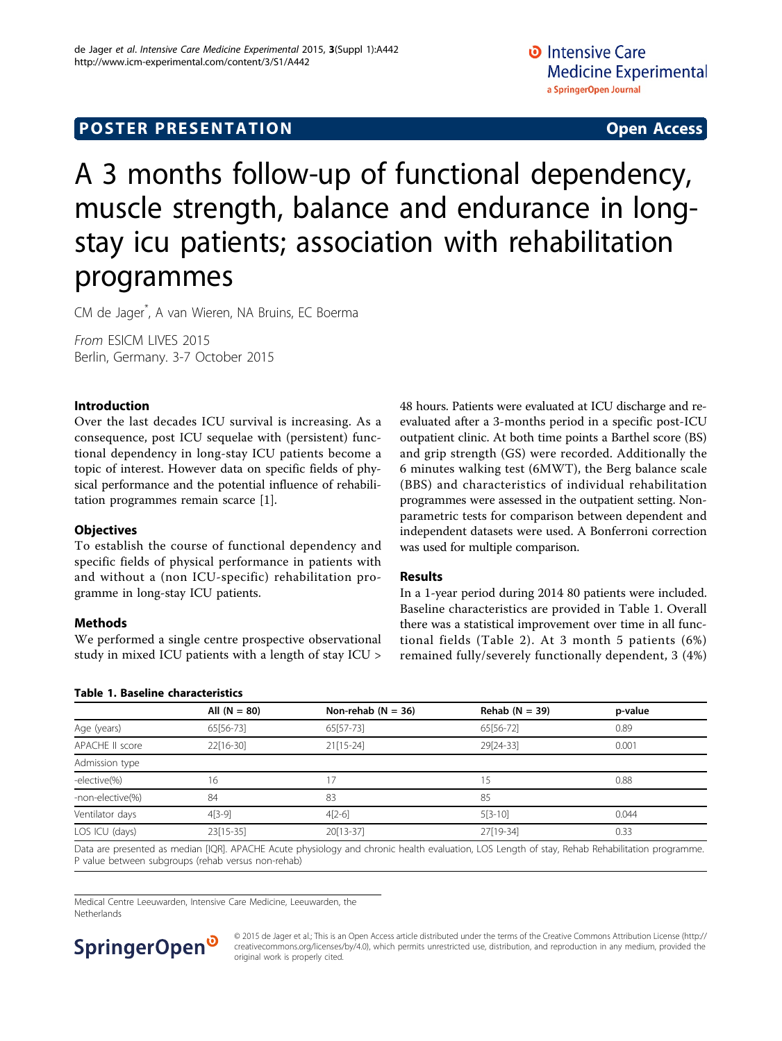POSTER PRESENTATION — Open Access

# A 3 months follow-up of functional dependency, muscle strength, balance and endurance in long-stay icu patients; association with rehabilitation programmes

CM de Jager*, A van Wieren, NA Bruins, EC Boerma

*From* ESICM LIVES 2015
Berlin, Germany. 3-7 October 2015

### Introduction

Over the last decades ICU survival is increasing. As a consequence, post ICU sequelae with (persistent) functional dependency in long-stay ICU patients become a topic of interest. However data on specific fields of physical performance and the potential influence of rehabilitation programmes remain scarce [1].

### Objectives

To establish the course of functional dependency and specific fields of physical performance in patients with and without a (non ICU-specific) rehabilitation programme in long-stay ICU patients.

### Methods

We performed a single centre prospective observational study in mixed ICU patients with a length of stay ICU > 48 hours. Patients were evaluated at ICU discharge and re-evaluated after a 3-months period in a specific post-ICU outpatient clinic. At both time points a Barthel score (BS) and grip strength (GS) were recorded. Additionally the 6 minutes walking test (6MWT), the Berg balance scale (BBS) and characteristics of individual rehabilitation programmes were assessed in the outpatient setting. Non-parametric tests for comparison between dependent and independent datasets were used. A Bonferroni correction was used for multiple comparison.

### Results

In a 1-year period during 2014 80 patients were included. Baseline characteristics are provided in Table 1. Overall there was a statistical improvement over time in all functional fields (Table 2). At 3 month 5 patients (6%) remained fully/severely functionally dependent, 3 (4%)

**Table 1. Baseline characteristics**

| | All (N = 80) | Non-rehab (N = 36) | Rehab (N = 39) | p-value |
|---|---|---|---|---|
| Age (years) | 65[56-73] | 65[57-73] | 65[56-72] | 0.89 |
| APACHE II score | 22[16-30] | 21[15-24] | 29[24-33] | 0.001 |
| Admission type | | | | |
| -elective(%) | 16 | 17 | 15 | 0.88 |
| -non-elective(%) | 84 | 83 | 85 | |
| Ventilator days | 4[3-9] | 4[2-6] | 5[3-10] | 0.044 |
| LOS ICU (days) | 23[15-35] | 20[13-37] | 27[19-34] | 0.33 |

Data are presented as median [IQR]. APACHE Acute physiology and chronic health evaluation, LOS Length of stay, Rehab Rehabilitation programme. P value between subgroups (rehab versus non-rehab)

Medical Centre Leeuwarden, Intensive Care Medicine, Leeuwarden, the Netherlands

© 2015 de Jager et al.; This is an Open Access article distributed under the terms of the Creative Commons Attribution License (http://creativecommons.org/licenses/by/4.0), which permits unrestricted use, distribution, and reproduction in any medium, provided the original work is properly cited.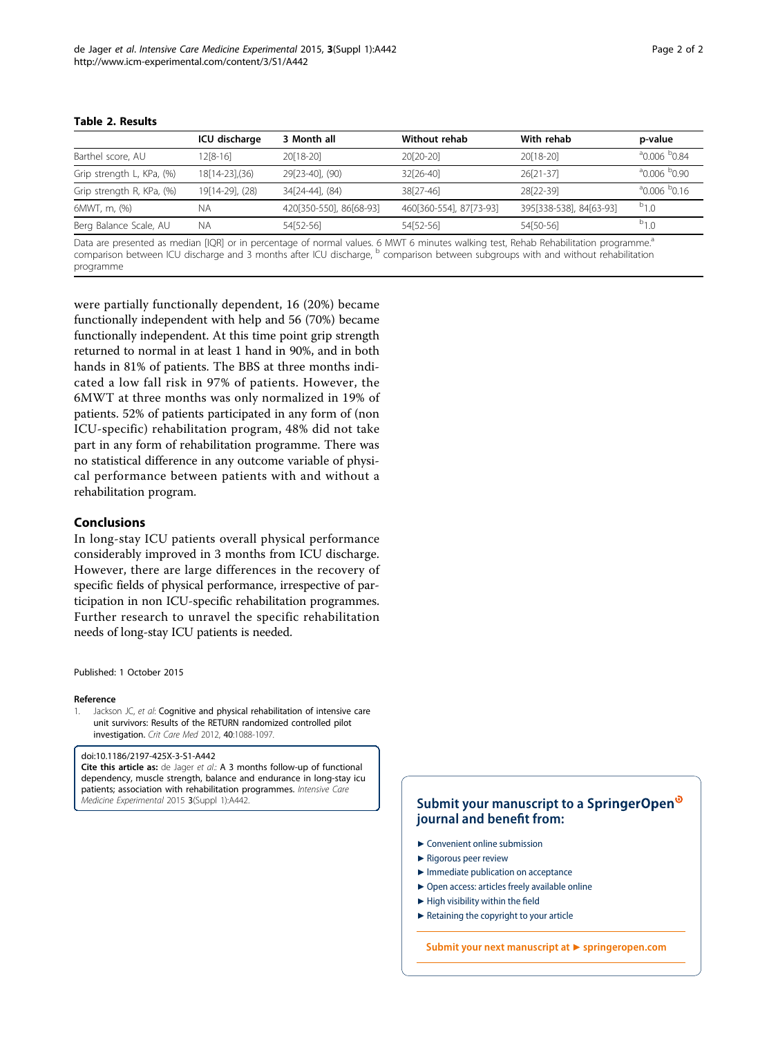**Table 2. Results**

| | ICU discharge | 3 Month all | Without rehab | With rehab | p-value |
|---|---|---|---|---|---|
| Barthel score, AU | 12[8-16] | 20[18-20] | 20[20-20] | 20[18-20] | [a]0.006 [b]0.84 |
| Grip strength L, KPa, (%) | 18[14-23],(36) | 29[23-40], (90) | 32[26-40] | 26[21-37] | [a]0.006 [b]0.90 |
| Grip strength R, KPa, (%) | 19[14-29], (28) | 34[24-44], (84) | 38[27-46] | 28[22-39] | [a]0.006 [b]0.16 |
| 6MWT, m, (%) | NA | 420[350-550], 86[68-93] | 460[360-554], 87[73-93] | 395[338-538], 84[63-93] | [b]1.0 |
| Berg Balance Scale, AU | NA | 54[52-56] | 54[52-56] | 54[50-56] | [b]1.0 |

Data are presented as median [IQR] or in percentage of normal values. 6 MWT 6 minutes walking test, Rehab Rehabilitation programme.[a] comparison between ICU discharge and 3 months after ICU discharge, [b] comparison between subgroups with and without rehabilitation programme

were partially functionally dependent, 16 (20%) became functionally independent with help and 56 (70%) became functionally independent. At this time point grip strength returned to normal in at least 1 hand in 90%, and in both hands in 81% of patients. The BBS at three months indicated a low fall risk in 97% of patients. However, the 6MWT at three months was only normalized in 19% of patients. 52% of patients participated in any form of (non ICU-specific) rehabilitation program, 48% did not take part in any form of rehabilitation programme. There was no statistical difference in any outcome variable of physical performance between patients with and without a rehabilitation program.

## Conclusions

In long-stay ICU patients overall physical performance considerably improved in 3 months from ICU discharge. However, there are large differences in the recovery of specific fields of physical performance, irrespective of participation in non ICU-specific rehabilitation programmes. Further research to unravel the specific rehabilitation needs of long-stay ICU patients is needed.

Published: 1 October 2015

### Reference

1. Jackson JC, *et al*: Cognitive and physical rehabilitation of intensive care unit survivors: Results of the RETURN randomized controlled pilot investigation. *Crit Care Med* 2012, **40**:1088-1097.

doi:10.1186/2197-425X-3-S1-A442

**Cite this article as:** de Jager *et al.*: A 3 months follow-up of functional dependency, muscle strength, balance and endurance in long-stay icu patients; association with rehabilitation programmes. *Intensive Care Medicine Experimental* 2015 **3**(Suppl 1):A442.

**Submit your manuscript to a SpringerOpen journal and benefit from:**

- ► Convenient online submission
- ► Rigorous peer review
- ► Immediate publication on acceptance
- ► Open access: articles freely available online
- ► High visibility within the field
- ► Retaining the copyright to your article

**Submit your next manuscript at ► springeropen.com**